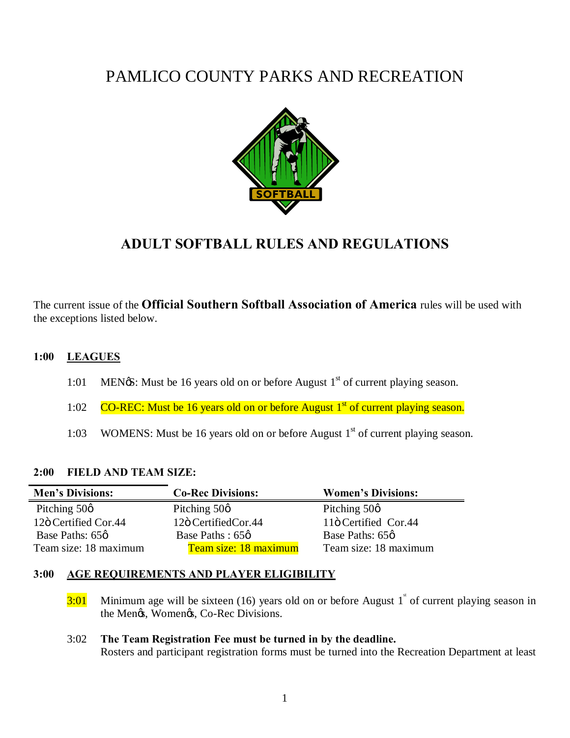# PAMLICO COUNTY PARKS AND RECREATION

## ADULT SOFTBALL RULES AND REGULATIONS

The current issue of the **Official Southern Softball Association of America** rules will be used with the exceptions listed below.

### 1:00 LEAGUES

1:01 MENŒS: Must be 16 years old on or before August 1st of current playing season.

1:02 CO-REC: Must be 16 years old on or before August 1st of current playing season.

1:03 WOMENS: Must be 16 years old on or before August 1st of current playing season.

### 2:00 FIELD AND TEAM SIZE:

| Men's Divisions: | Co-Rec Divisions: | Women's Divisions: |
|---|---|---|
| Pitching 50ô | Pitching 50ô | Pitching 50ô |
| 12ò Certified Cor.44 | 12ò CertifiedCor.44 | 11ò Certified Cor.44 |
| Base Paths: 65ô | Base Paths : 65ô | Base Paths: 65ô |
| Team size: 18 maximum | Team size: 18 maximum | Team size: 18 maximum |

### 3:00 AGE REQUIREMENTS AND PLAYER ELIGIBILITY

3:01 Minimum age will be sixteen (16) years old on or before August 1st of current playing season in the MenŒs, WomenŒs, Co-Rec Divisions.

3:02 **The Team Registration Fee must be turned in by the deadline.**
Rosters and participant registration forms must be turned into the Recreation Department at least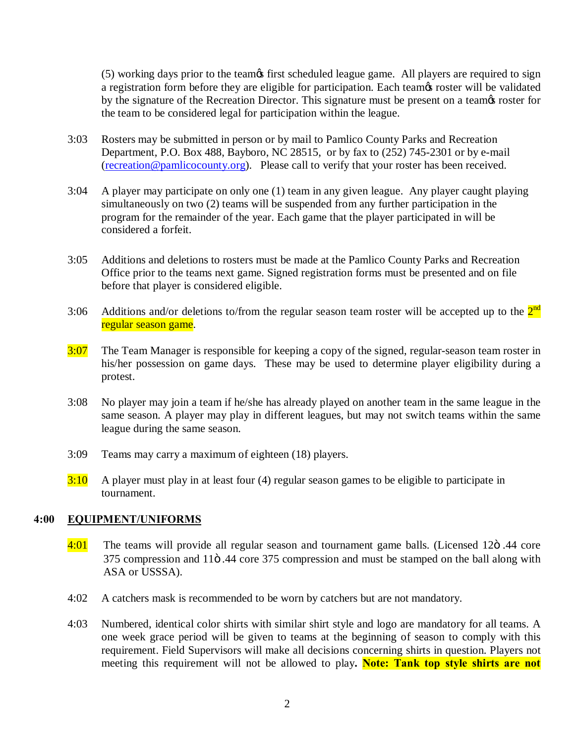(5) working days prior to the teamꞌs first scheduled league game. All players are required to sign a registration form before they are eligible for participation. Each teamꞌs roster will be validated by the signature of the Recreation Director. This signature must be present on a teamꞌs roster for the team to be considered legal for participation within the league.

3:03 Rosters may be submitted in person or by mail to Pamlico County Parks and Recreation Department, P.O. Box 488, Bayboro, NC 28515, or by fax to (252) 745-2301 or by e-mail (recreation@pamlicocounty.org). Please call to verify that your roster has been received.

3:04 A player may participate on only one (1) team in any given league. Any player caught playing simultaneously on two (2) teams will be suspended from any further participation in the program for the remainder of the year. Each game that the player participated in will be considered a forfeit.

3:05 Additions and deletions to rosters must be made at the Pamlico County Parks and Recreation Office prior to the teams next game. Signed registration forms must be presented and on file before that player is considered eligible.

3:06 Additions and/or deletions to/from the regular season team roster will be accepted up to the 2nd regular season game.

3:07 The Team Manager is responsible for keeping a copy of the signed, regular-season team roster in his/her possession on game days. These may be used to determine player eligibility during a protest.

3:08 No player may join a team if he/she has already played on another team in the same league in the same season. A player may play in different leagues, but may not switch teams within the same league during the same season.

3:09 Teams may carry a maximum of eighteen (18) players.

3:10 A player must play in at least four (4) regular season games to be eligible to participate in tournament.

## 4:00 EQUIPMENT/UNIFORMS

4:01 The teams will provide all regular season and tournament game balls. (Licensed 12" .44 core 375 compression and 11" .44 core 375 compression and must be stamped on the ball along with ASA or USSSA).

4:02 A catchers mask is recommended to be worn by catchers but are not mandatory.

4:03 Numbered, identical color shirts with similar shirt style and logo are mandatory for all teams. A one week grace period will be given to teams at the beginning of season to comply with this requirement. Field Supervisors will make all decisions concerning shirts in question. Players not meeting this requirement will not be allowed to play. **Note: Tank top style shirts are not**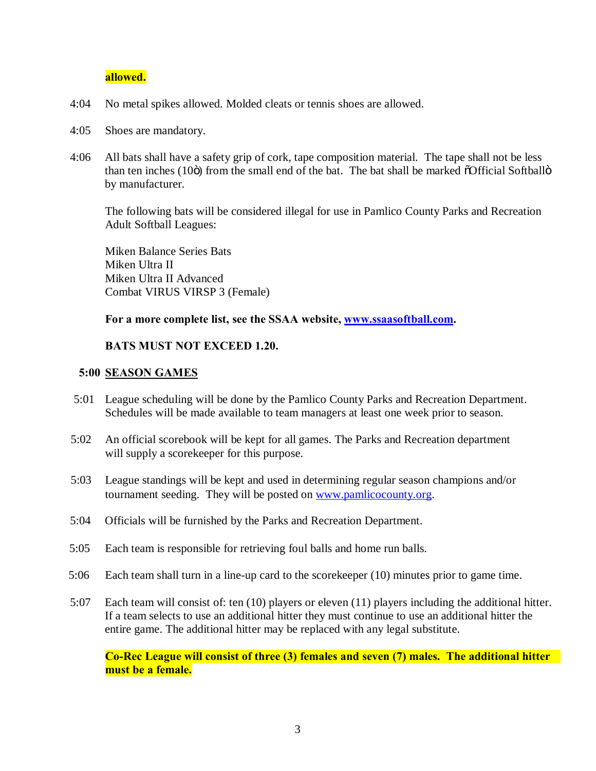**allowed.**

4:04 No metal spikes allowed. Molded cleats or tennis shoes are allowed.

4:05 Shoes are mandatory.

4:06 All bats shall have a safety grip of cork, tape composition material. The tape shall not be less than ten inches (10") from the small end of the bat. The bat shall be marked "Official Softball" by manufacturer.

The following bats will be considered illegal for use in Pamlico County Parks and Recreation Adult Softball Leagues:

Miken Balance Series Bats
Miken Ultra II
Miken Ultra II Advanced
Combat VIRUS VIRSP 3 (Female)

**For a more complete list, see the SSAA website, www.ssaasoftball.com.**

**BATS MUST NOT EXCEED 1.20.**

## 5:00 SEASON GAMES

5:01 League scheduling will be done by the Pamlico County Parks and Recreation Department. Schedules will be made available to team managers at least one week prior to season.

5:02 An official scorebook will be kept for all games. The Parks and Recreation department will supply a scorekeeper for this purpose.

5:03 League standings will be kept and used in determining regular season champions and/or tournament seeding. They will be posted on www.pamlicocounty.org.

5:04 Officials will be furnished by the Parks and Recreation Department.

5:05 Each team is responsible for retrieving foul balls and home run balls.

5:06 Each team shall turn in a line-up card to the scorekeeper (10) minutes prior to game time.

5:07 Each team will consist of: ten (10) players or eleven (11) players including the additional hitter. If a team selects to use an additional hitter they must continue to use an additional hitter the entire game. The additional hitter may be replaced with any legal substitute.

**Co-Rec League will consist of three (3) females and seven (7) males. The additional hitter must be a female.**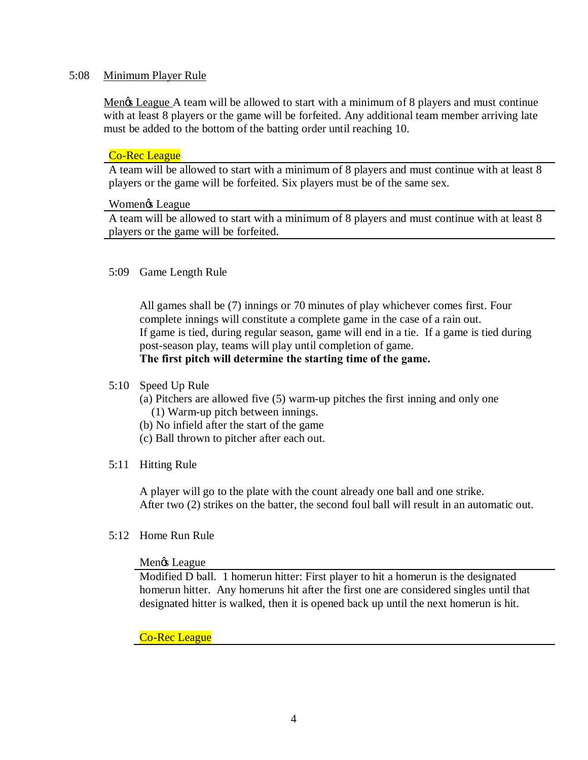5:08 Minimum Player Rule

Menɒs League A team will be allowed to start with a minimum of 8 players and must continue with at least 8 players or the game will be forfeited. Any additional team member arriving late must be added to the bottom of the batting order until reaching 10.

Co-Rec League

A team will be allowed to start with a minimum of 8 players and must continue with at least 8 players or the game will be forfeited. Six players must be of the same sex.

Womenɒs League

A team will be allowed to start with a minimum of 8 players and must continue with at least 8 players or the game will be forfeited.

5:09 Game Length Rule

All games shall be (7) innings or 70 minutes of play whichever comes first. Four complete innings will constitute a complete game in the case of a rain out.
If game is tied, during regular season, game will end in a tie. If a game is tied during post-season play, teams will play until completion of game.
**The first pitch will determine the starting time of the game.**

5:10 Speed Up Rule

(a) Pitchers are allowed five (5) warm-up pitches the first inning and only one (1) Warm-up pitch between innings.
(b) No infield after the start of the game
(c) Ball thrown to pitcher after each out.

5:11 Hitting Rule

A player will go to the plate with the count already one ball and one strike.
After two (2) strikes on the batter, the second foul ball will result in an automatic out.

5:12 Home Run Rule

Menɒs League

Modified D ball. 1 homerun hitter: First player to hit a homerun is the designated homerun hitter. Any homeruns hit after the first one are considered singles until that designated hitter is walked, then it is opened back up until the next homerun is hit.

Co-Rec League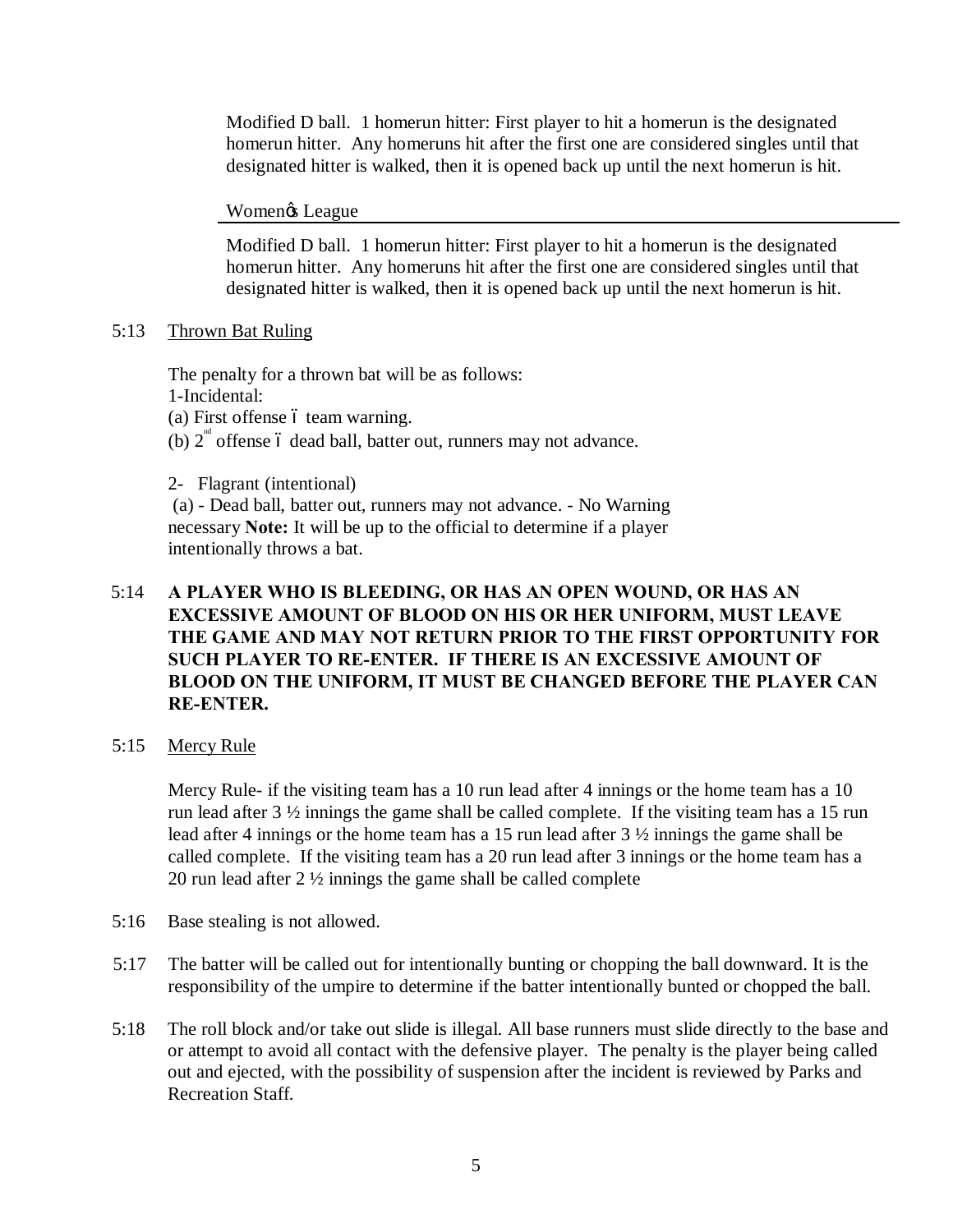Modified D ball. 1 homerun hitter: First player to hit a homerun is the designated homerun hitter. Any homeruns hit after the first one are considered singles until that designated hitter is walked, then it is opened back up until the next homerun is hit.

Womenǿs League

Modified D ball. 1 homerun hitter: First player to hit a homerun is the designated homerun hitter. Any homeruns hit after the first one are considered singles until that designated hitter is walked, then it is opened back up until the next homerun is hit.

5:13 Thrown Bat Ruling

The penalty for a thrown bat will be as follows:
1-Incidental:
(a) First offense ó team warning.
(b) 2nd offense ó dead ball, batter out, runners may not advance.

2- Flagrant (intentional)
(a) - Dead ball, batter out, runners may not advance. - No Warning necessary **Note:** It will be up to the official to determine if a player intentionally throws a bat.

5:14 **A PLAYER WHO IS BLEEDING, OR HAS AN OPEN WOUND, OR HAS AN EXCESSIVE AMOUNT OF BLOOD ON HIS OR HER UNIFORM, MUST LEAVE THE GAME AND MAY NOT RETURN PRIOR TO THE FIRST OPPORTUNITY FOR SUCH PLAYER TO RE-ENTER. IF THERE IS AN EXCESSIVE AMOUNT OF BLOOD ON THE UNIFORM, IT MUST BE CHANGED BEFORE THE PLAYER CAN RE-ENTER.**

5:15 Mercy Rule

Mercy Rule- if the visiting team has a 10 run lead after 4 innings or the home team has a 10 run lead after 3 ½ innings the game shall be called complete. If the visiting team has a 15 run lead after 4 innings or the home team has a 15 run lead after 3 ½ innings the game shall be called complete. If the visiting team has a 20 run lead after 3 innings or the home team has a 20 run lead after 2 ½ innings the game shall be called complete

5:16 Base stealing is not allowed.

5:17 The batter will be called out for intentionally bunting or chopping the ball downward. It is the responsibility of the umpire to determine if the batter intentionally bunted or chopped the ball.

5:18 The roll block and/or take out slide is illegal. All base runners must slide directly to the base and or attempt to avoid all contact with the defensive player. The penalty is the player being called out and ejected, with the possibility of suspension after the incident is reviewed by Parks and Recreation Staff.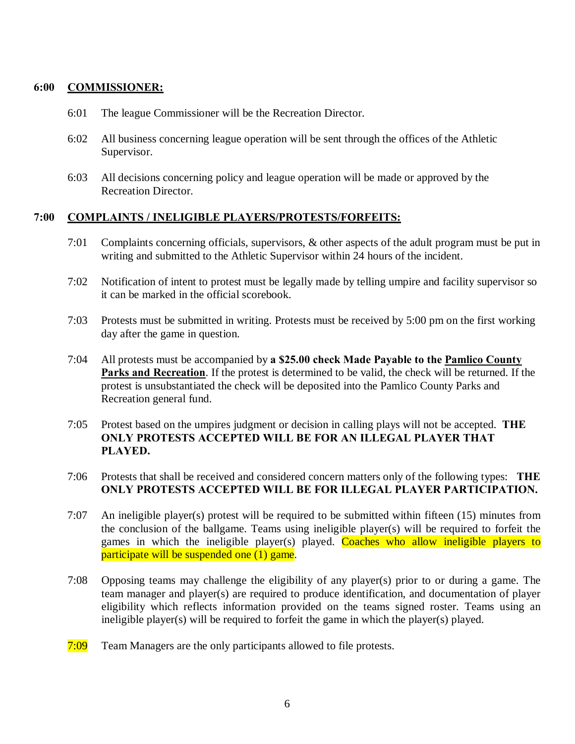## 6:00 COMMISSIONER:

6:01 The league Commissioner will be the Recreation Director.

6:02 All business concerning league operation will be sent through the offices of the Athletic Supervisor.

6:03 All decisions concerning policy and league operation will be made or approved by the Recreation Director.

## 7:00 COMPLAINTS / INELIGIBLE PLAYERS/PROTESTS/FORFEITS:

7:01 Complaints concerning officials, supervisors, & other aspects of the adult program must be put in writing and submitted to the Athletic Supervisor within 24 hours of the incident.

7:02 Notification of intent to protest must be legally made by telling umpire and facility supervisor so it can be marked in the official scorebook.

7:03 Protests must be submitted in writing. Protests must be received by 5:00 pm on the first working day after the game in question.

7:04 All protests must be accompanied by **a $25.00 check Made Payable to the Pamlico County Parks and Recreation**. If the protest is determined to be valid, the check will be returned. If the protest is unsubstantiated the check will be deposited into the Pamlico County Parks and Recreation general fund.

7:05 Protest based on the umpires judgment or decision in calling plays will not be accepted. **THE ONLY PROTESTS ACCEPTED WILL BE FOR AN ILLEGAL PLAYER THAT PLAYED.**

7:06 Protests that shall be received and considered concern matters only of the following types: **THE ONLY PROTESTS ACCEPTED WILL BE FOR ILLEGAL PLAYER PARTICIPATION.**

7:07 An ineligible player(s) protest will be required to be submitted within fifteen (15) minutes from the conclusion of the ballgame. Teams using ineligible player(s) will be required to forfeit the games in which the ineligible player(s) played. Coaches who allow ineligible players to participate will be suspended one (1) game.

7:08 Opposing teams may challenge the eligibility of any player(s) prior to or during a game. The team manager and player(s) are required to produce identification, and documentation of player eligibility which reflects information provided on the teams signed roster. Teams using an ineligible player(s) will be required to forfeit the game in which the player(s) played.

7:09 Team Managers are the only participants allowed to file protests.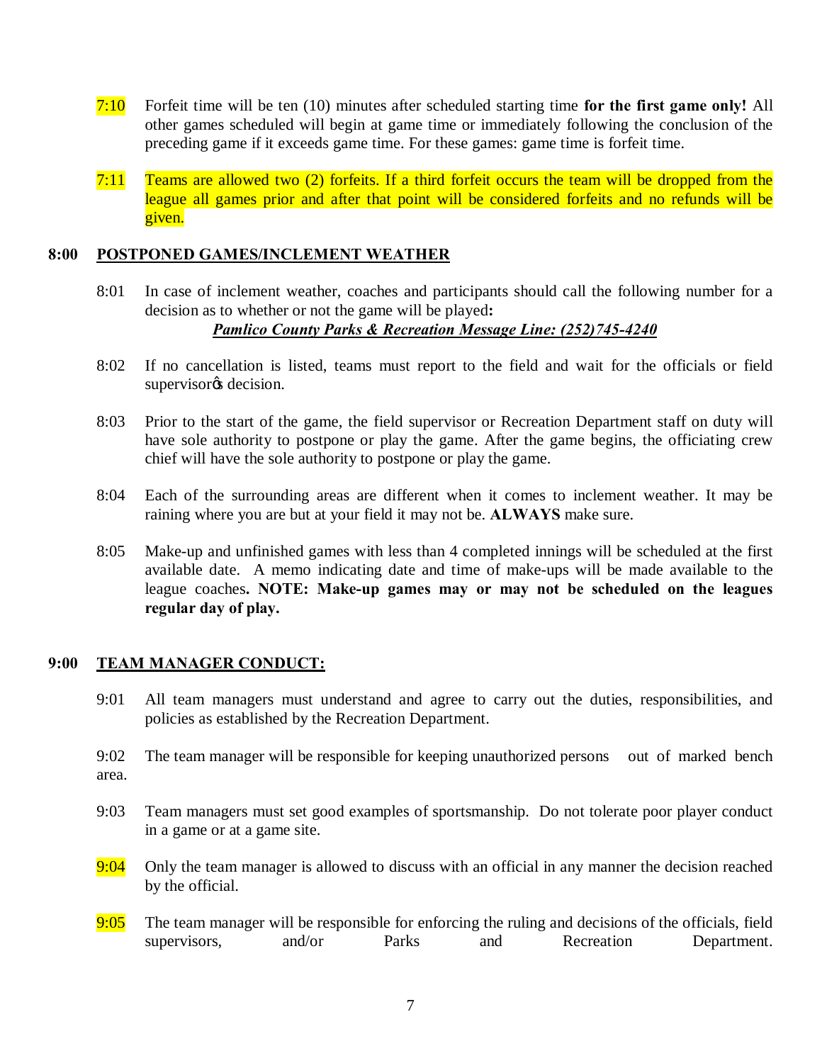7:10 Forfeit time will be ten (10) minutes after scheduled starting time **for the first game only!** All other games scheduled will begin at game time or immediately following the conclusion of the preceding game if it exceeds game time. For these games: game time is forfeit time.

7:11 Teams are allowed two (2) forfeits. If a third forfeit occurs the team will be dropped from the league all games prior and after that point will be considered forfeits and no refunds will be given.

## 8:00 POSTPONED GAMES/INCLEMENT WEATHER

8:01 In case of inclement weather, coaches and participants should call the following number for a decision as to whether or not the game will be played**:**

***Pamlico County Parks & Recreation Message Line: (252)745-4240***

8:02 If no cancellation is listed, teams must report to the field and wait for the officials or field supervisor's decision.

8:03 Prior to the start of the game, the field supervisor or Recreation Department staff on duty will have sole authority to postpone or play the game. After the game begins, the officiating crew chief will have the sole authority to postpone or play the game.

8:04 Each of the surrounding areas are different when it comes to inclement weather. It may be raining where you are but at your field it may not be. **ALWAYS** make sure.

8:05 Make-up and unfinished games with less than 4 completed innings will be scheduled at the first available date. A memo indicating date and time of make-ups will be made available to the league coaches**. NOTE: Make-up games may or may not be scheduled on the leagues regular day of play.**

## 9:00 TEAM MANAGER CONDUCT:

9:01 All team managers must understand and agree to carry out the duties, responsibilities, and policies as established by the Recreation Department.

9:02 The team manager will be responsible for keeping unauthorized persons out of marked bench area.

9:03 Team managers must set good examples of sportsmanship. Do not tolerate poor player conduct in a game or at a game site.

9:04 Only the team manager is allowed to discuss with an official in any manner the decision reached by the official.

9:05 The team manager will be responsible for enforcing the ruling and decisions of the officials, field supervisors, and/or Parks and Recreation Department.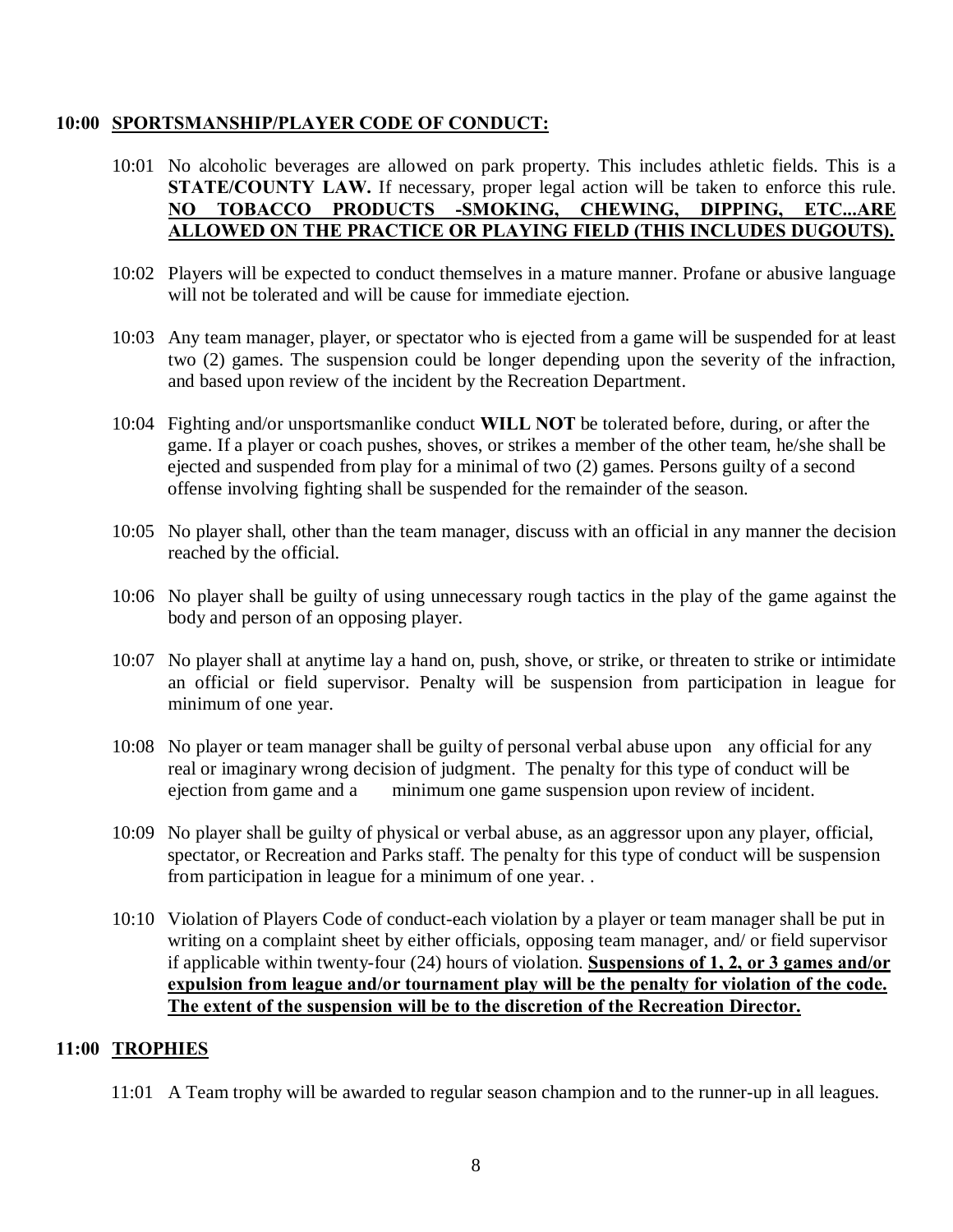## 10:00 SPORTSMANSHIP/PLAYER CODE OF CONDUCT:

10:01 No alcoholic beverages are allowed on park property. This includes athletic fields. This is a **STATE/COUNTY LAW.** If necessary, proper legal action will be taken to enforce this rule. **NO TOBACCO PRODUCTS -SMOKING, CHEWING, DIPPING, ETC...ARE ALLOWED ON THE PRACTICE OR PLAYING FIELD (THIS INCLUDES DUGOUTS).**

10:02 Players will be expected to conduct themselves in a mature manner. Profane or abusive language will not be tolerated and will be cause for immediate ejection.

10:03 Any team manager, player, or spectator who is ejected from a game will be suspended for at least two (2) games. The suspension could be longer depending upon the severity of the infraction, and based upon review of the incident by the Recreation Department.

10:04 Fighting and/or unsportsmanlike conduct **WILL NOT** be tolerated before, during, or after the game. If a player or coach pushes, shoves, or strikes a member of the other team, he/she shall be ejected and suspended from play for a minimal of two (2) games. Persons guilty of a second offense involving fighting shall be suspended for the remainder of the season.

10:05 No player shall, other than the team manager, discuss with an official in any manner the decision reached by the official.

10:06 No player shall be guilty of using unnecessary rough tactics in the play of the game against the body and person of an opposing player.

10:07 No player shall at anytime lay a hand on, push, shove, or strike, or threaten to strike or intimidate an official or field supervisor. Penalty will be suspension from participation in league for minimum of one year.

10:08 No player or team manager shall be guilty of personal verbal abuse upon any official for any real or imaginary wrong decision of judgment. The penalty for this type of conduct will be ejection from game and a minimum one game suspension upon review of incident.

10:09 No player shall be guilty of physical or verbal abuse, as an aggressor upon any player, official, spectator, or Recreation and Parks staff. The penalty for this type of conduct will be suspension from participation in league for a minimum of one year. .

10:10 Violation of Players Code of conduct-each violation by a player or team manager shall be put in writing on a complaint sheet by either officials, opposing team manager, and/ or field supervisor if applicable within twenty-four (24) hours of violation. **Suspensions of 1, 2, or 3 games and/or expulsion from league and/or tournament play will be the penalty for violation of the code. The extent of the suspension will be to the discretion of the Recreation Director.**

## 11:00 TROPHIES

11:01 A Team trophy will be awarded to regular season champion and to the runner-up in all leagues.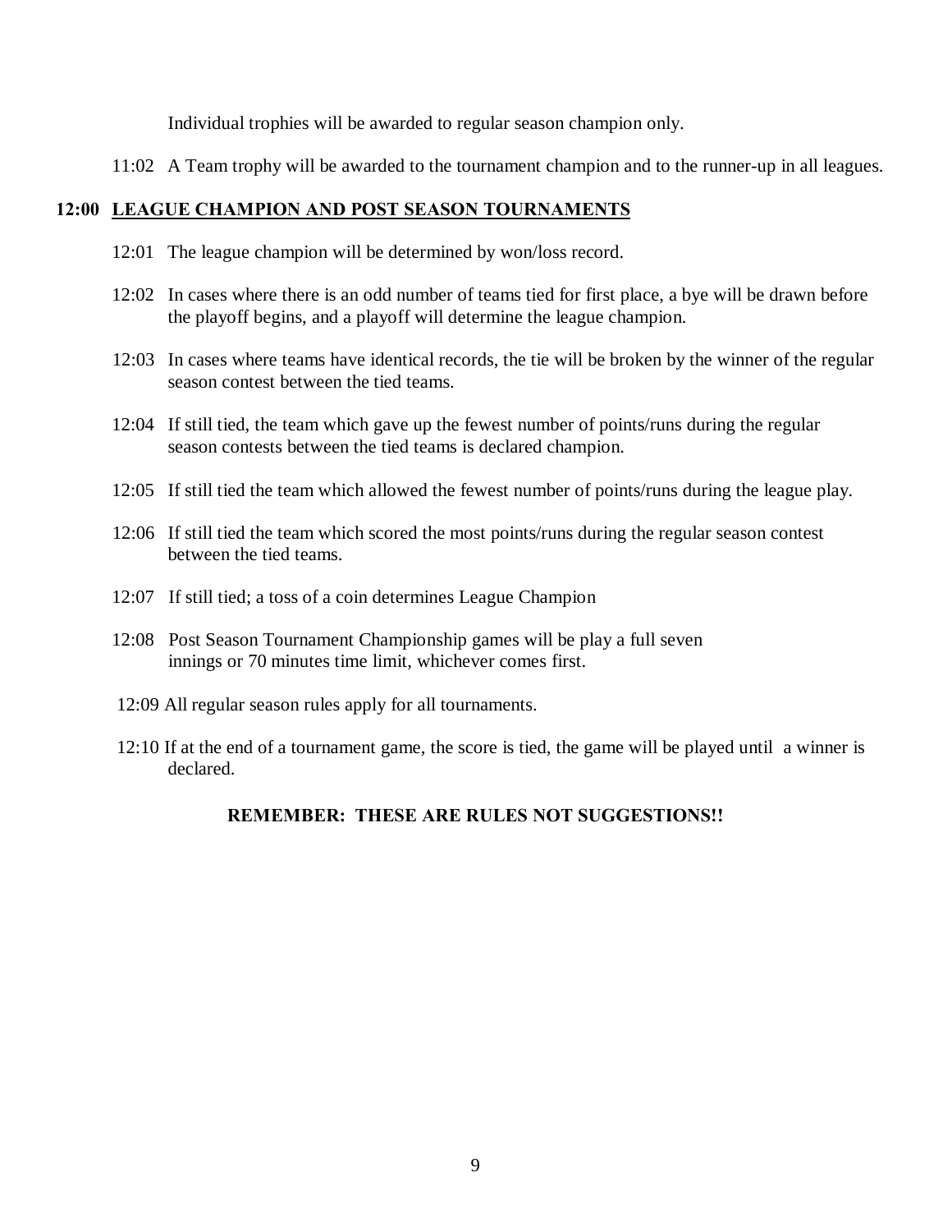Individual trophies will be awarded to regular season champion only.

11:02 A Team trophy will be awarded to the tournament champion and to the runner-up in all leagues.

## 12:00 LEAGUE CHAMPION AND POST SEASON TOURNAMENTS

12:01 The league champion will be determined by won/loss record.

12:02 In cases where there is an odd number of teams tied for first place, a bye will be drawn before the playoff begins, and a playoff will determine the league champion.

12:03 In cases where teams have identical records, the tie will be broken by the winner of the regular season contest between the tied teams.

12:04 If still tied, the team which gave up the fewest number of points/runs during the regular season contests between the tied teams is declared champion.

12:05 If still tied the team which allowed the fewest number of points/runs during the league play.

12:06 If still tied the team which scored the most points/runs during the regular season contest between the tied teams.

12:07 If still tied; a toss of a coin determines League Champion

12:08 Post Season Tournament Championship games will be play a full seven innings or 70 minutes time limit, whichever comes first.

12:09 All regular season rules apply for all tournaments.

12:10 If at the end of a tournament game, the score is tied, the game will be played until a winner is declared.

**REMEMBER: THESE ARE RULES NOT SUGGESTIONS!!**